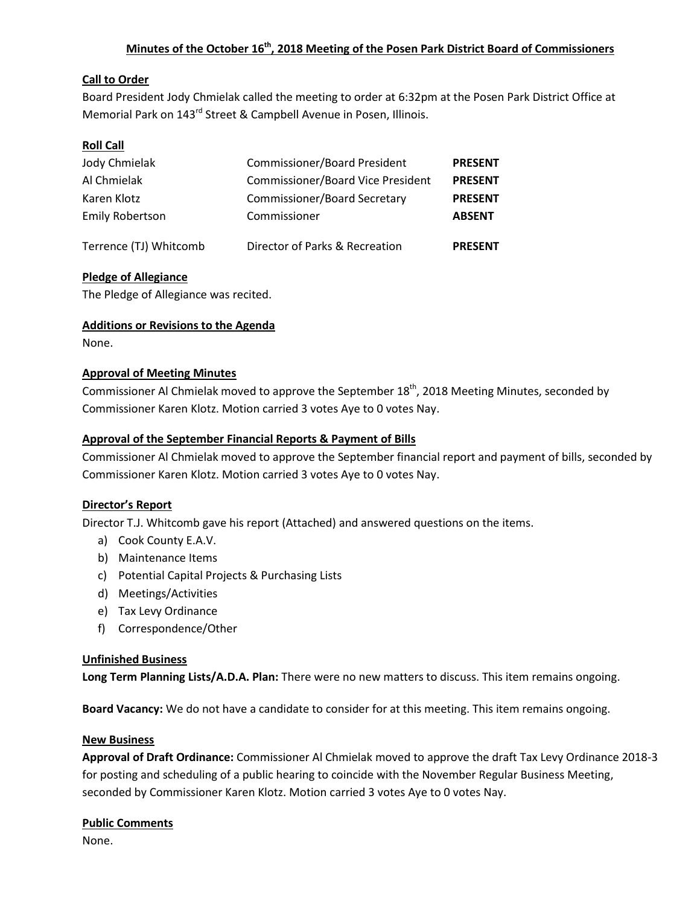# Minutes of the October 16th, 2018 Meeting of the Posen Park District Board of Commissioners

## Call to Order

Board President Jody Chmielak called the meeting to order at 6:32pm at the Posen Park District Office at Memorial Park on 143rd Street & Campbell Avenue in Posen, Illinois.

## Roll Call

| Name | Position | Status |
| --- | --- | --- |
| Jody Chmielak | Commissioner/Board President | **PRESENT** |
| Al Chmielak | Commissioner/Board Vice President | **PRESENT** |
| Karen Klotz | Commissioner/Board Secretary | **PRESENT** |
| Emily Robertson | Commissioner | **ABSENT** |
| Terrence (TJ) Whitcomb | Director of Parks & Recreation | **PRESENT** |

## Pledge of Allegiance

The Pledge of Allegiance was recited.

## Additions or Revisions to the Agenda

None.

## Approval of Meeting Minutes

Commissioner Al Chmielak moved to approve the September 18th, 2018 Meeting Minutes, seconded by Commissioner Karen Klotz. Motion carried 3 votes Aye to 0 votes Nay.

## Approval of the September Financial Reports & Payment of Bills

Commissioner Al Chmielak moved to approve the September financial report and payment of bills, seconded by Commissioner Karen Klotz. Motion carried 3 votes Aye to 0 votes Nay.

## Director's Report

Director T.J. Whitcomb gave his report (Attached) and answered questions on the items.

a) Cook County E.A.V.
b) Maintenance Items
c) Potential Capital Projects & Purchasing Lists
d) Meetings/Activities
e) Tax Levy Ordinance
f) Correspondence/Other

## Unfinished Business

**Long Term Planning Lists/A.D.A. Plan:** There were no new matters to discuss. This item remains ongoing.

**Board Vacancy:** We do not have a candidate to consider for at this meeting. This item remains ongoing.

## New Business

**Approval of Draft Ordinance:** Commissioner Al Chmielak moved to approve the draft Tax Levy Ordinance 2018-3 for posting and scheduling of a public hearing to coincide with the November Regular Business Meeting, seconded by Commissioner Karen Klotz. Motion carried 3 votes Aye to 0 votes Nay.

## Public Comments

None.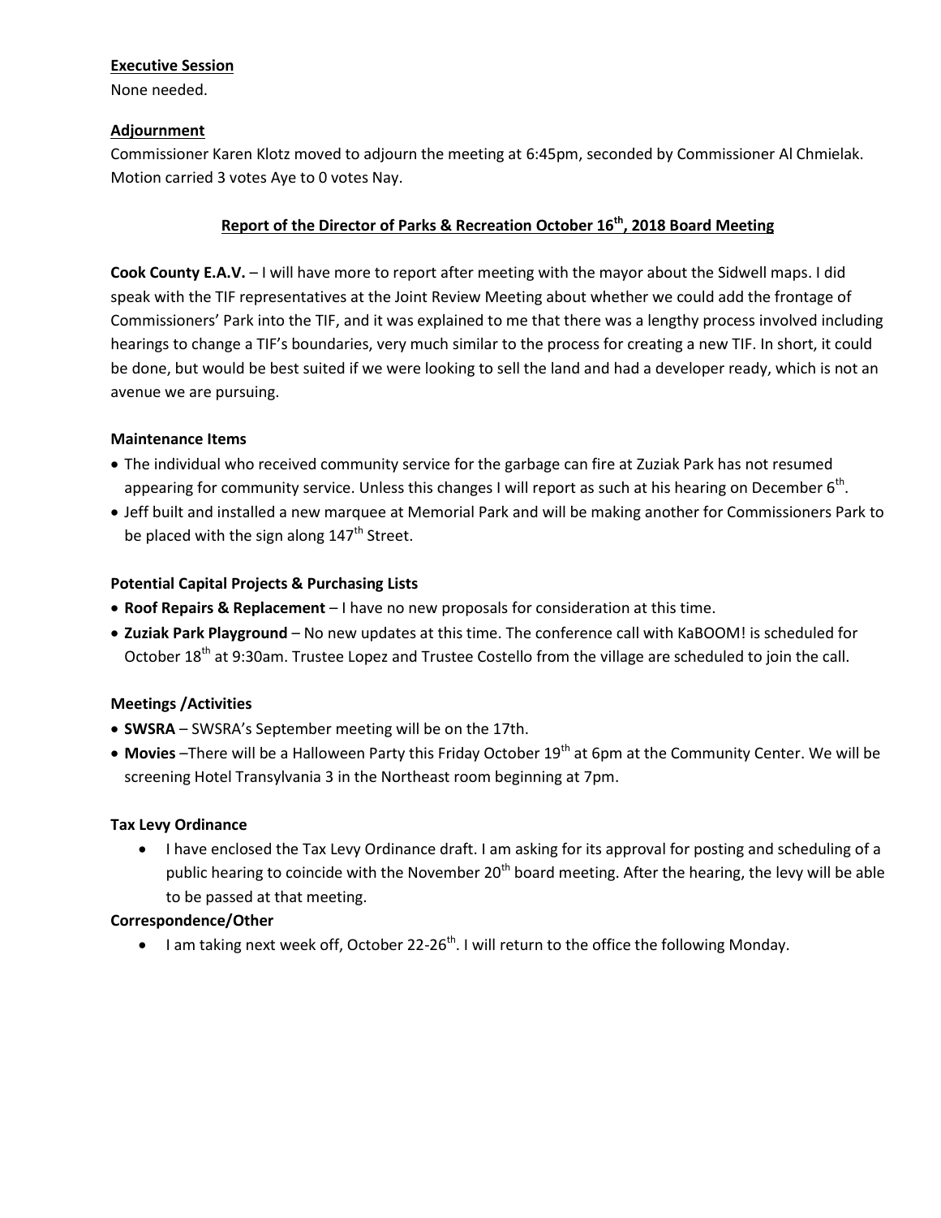**Executive Session**

None needed.

**Adjournment**

Commissioner Karen Klotz moved to adjourn the meeting at 6:45pm, seconded by Commissioner Al Chmielak. Motion carried 3 votes Aye to 0 votes Nay.

**Report of the Director of Parks & Recreation October 16th, 2018 Board Meeting**

**Cook County E.A.V.** – I will have more to report after meeting with the mayor about the Sidwell maps. I did speak with the TIF representatives at the Joint Review Meeting about whether we could add the frontage of Commissioners' Park into the TIF, and it was explained to me that there was a lengthy process involved including hearings to change a TIF's boundaries, very much similar to the process for creating a new TIF. In short, it could be done, but would be best suited if we were looking to sell the land and had a developer ready, which is not an avenue we are pursuing.

**Maintenance Items**

- The individual who received community service for the garbage can fire at Zuziak Park has not resumed appearing for community service. Unless this changes I will report as such at his hearing on December 6th.
- Jeff built and installed a new marquee at Memorial Park and will be making another for Commissioners Park to be placed with the sign along 147th Street.

**Potential Capital Projects & Purchasing Lists**

- **Roof Repairs & Replacement** – I have no new proposals for consideration at this time.
- **Zuziak Park Playground** – No new updates at this time. The conference call with KaBOOM! is scheduled for October 18th at 9:30am. Trustee Lopez and Trustee Costello from the village are scheduled to join the call.

**Meetings /Activities**

- **SWSRA** – SWSRA's September meeting will be on the 17th.
- **Movies** –There will be a Halloween Party this Friday October 19th at 6pm at the Community Center. We will be screening Hotel Transylvania 3 in the Northeast room beginning at 7pm.

**Tax Levy Ordinance**

- I have enclosed the Tax Levy Ordinance draft. I am asking for its approval for posting and scheduling of a public hearing to coincide with the November 20th board meeting. After the hearing, the levy will be able to be passed at that meeting.

**Correspondence/Other**

- I am taking next week off, October 22-26th. I will return to the office the following Monday.